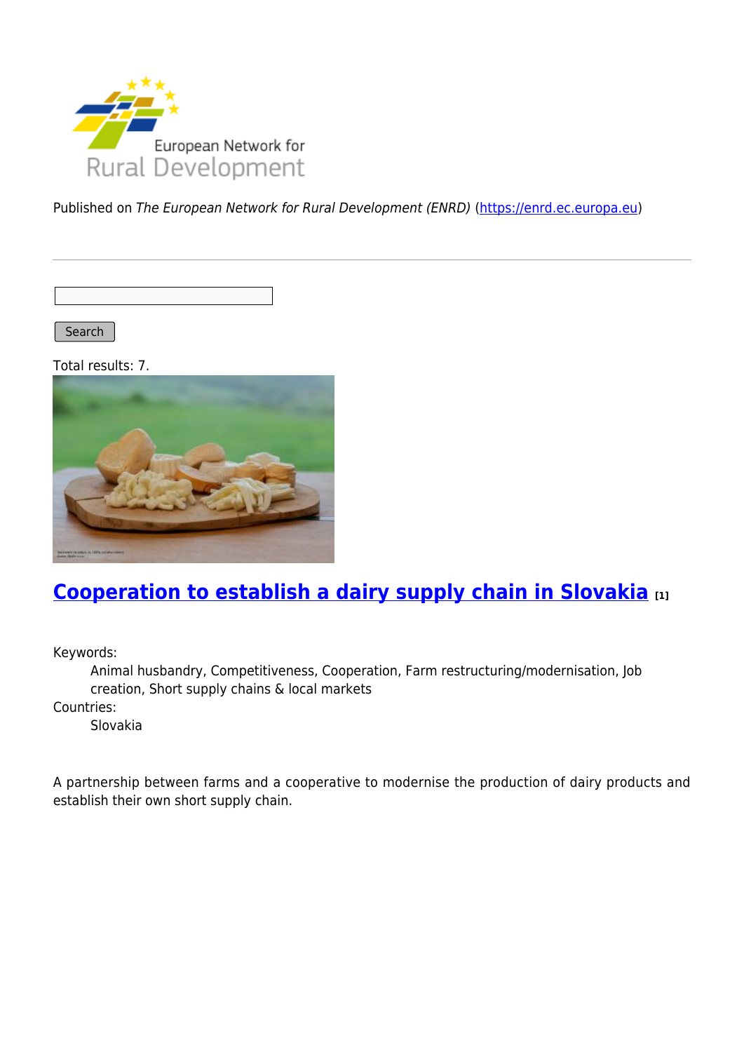Published on *The European Network for Rural Development (ENRD)* (https://enrd.ec.europa.eu)

Search

Total results: 7.

## Cooperation to establish a dairy supply chain in Slovakia [1]

Keywords:
: Animal husbandry, Competitiveness, Cooperation, Farm restructuring/modernisation, Job creation, Short supply chains & local markets

Countries:
: Slovakia

A partnership between farms and a cooperative to modernise the production of dairy products and establish their own short supply chain.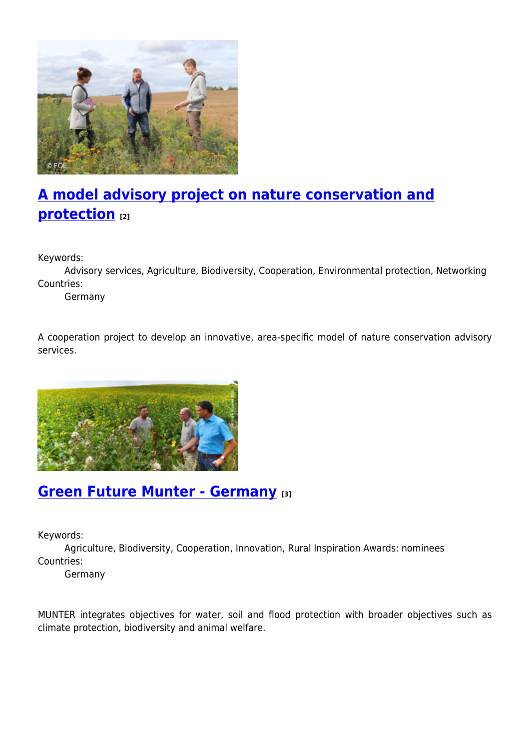## A model advisory project on nature conservation and protection [2]

Keywords:
Advisory services, Agriculture, Biodiversity, Cooperation, Environmental protection, Networking

Countries:
Germany

A cooperation project to develop an innovative, area-specific model of nature conservation advisory services.

## Green Future Munter - Germany [3]

Keywords:
Agriculture, Biodiversity, Cooperation, Innovation, Rural Inspiration Awards: nominees

Countries:
Germany

MUNTER integrates objectives for water, soil and flood protection with broader objectives such as climate protection, biodiversity and animal welfare.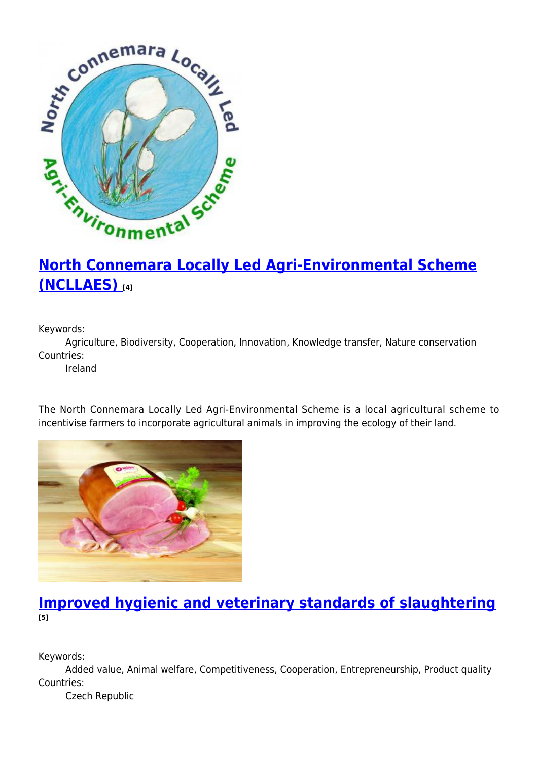## North Connemara Locally Led Agri-Environmental Scheme (NCLLAES) [4]

Keywords:
Agriculture, Biodiversity, Cooperation, Innovation, Knowledge transfer, Nature conservation

Countries:
Ireland

The North Connemara Locally Led Agri-Environmental Scheme is a local agricultural scheme to incentivise farmers to incorporate agricultural animals in improving the ecology of their land.

## Improved hygienic and veterinary standards of slaughtering [5]

Keywords:
Added value, Animal welfare, Competitiveness, Cooperation, Entrepreneurship, Product quality

Countries:
Czech Republic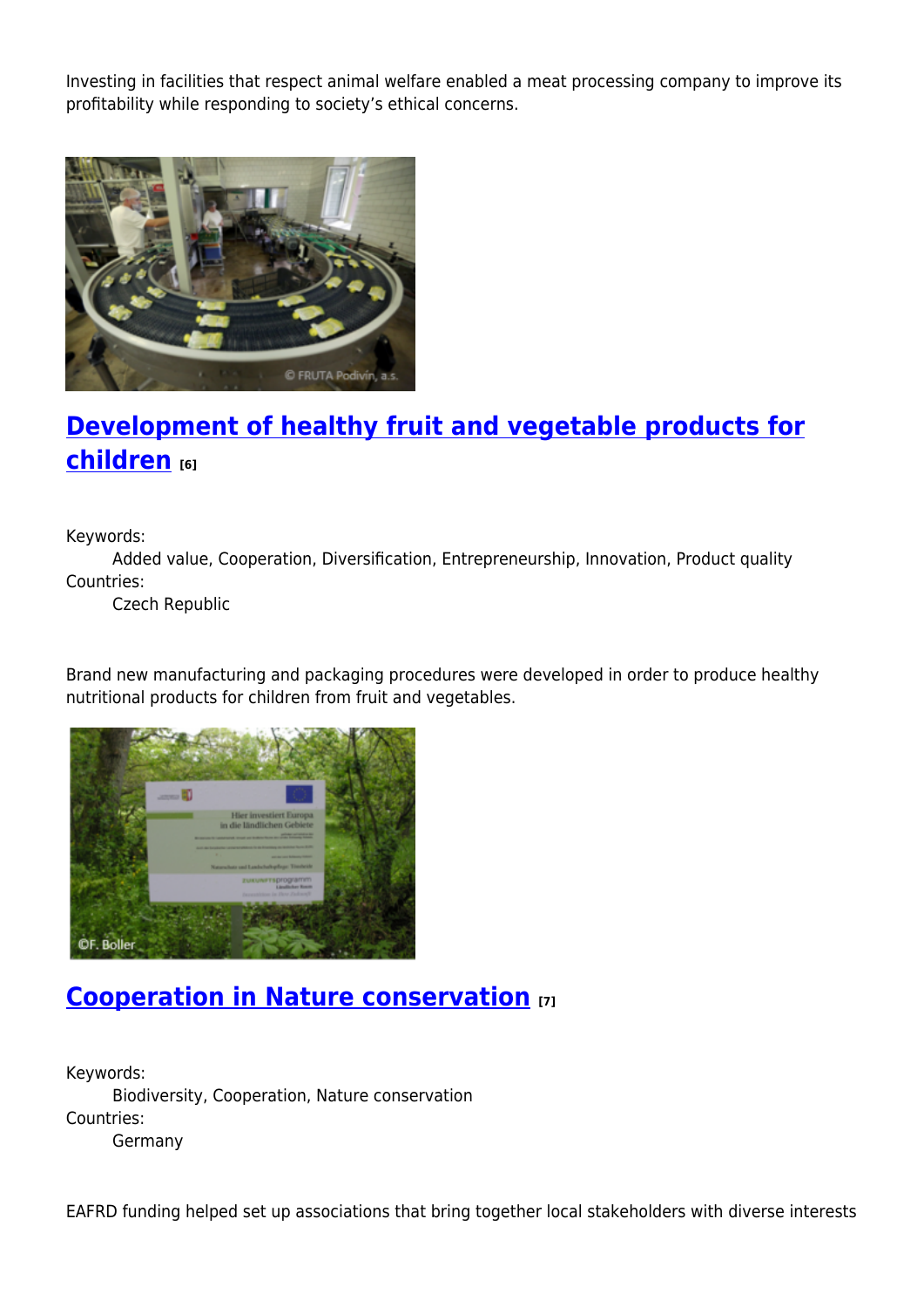Investing in facilities that respect animal welfare enabled a meat processing company to improve its profitability while responding to society's ethical concerns.

## Development of healthy fruit and vegetable products for children [6]

Keywords:
: Added value, Cooperation, Diversification, Entrepreneurship, Innovation, Product quality

Countries:
: Czech Republic

Brand new manufacturing and packaging procedures were developed in order to produce healthy nutritional products for children from fruit and vegetables.

## Cooperation in Nature conservation [7]

Keywords:
: Biodiversity, Cooperation, Nature conservation

Countries:
: Germany

EAFRD funding helped set up associations that bring together local stakeholders with diverse interests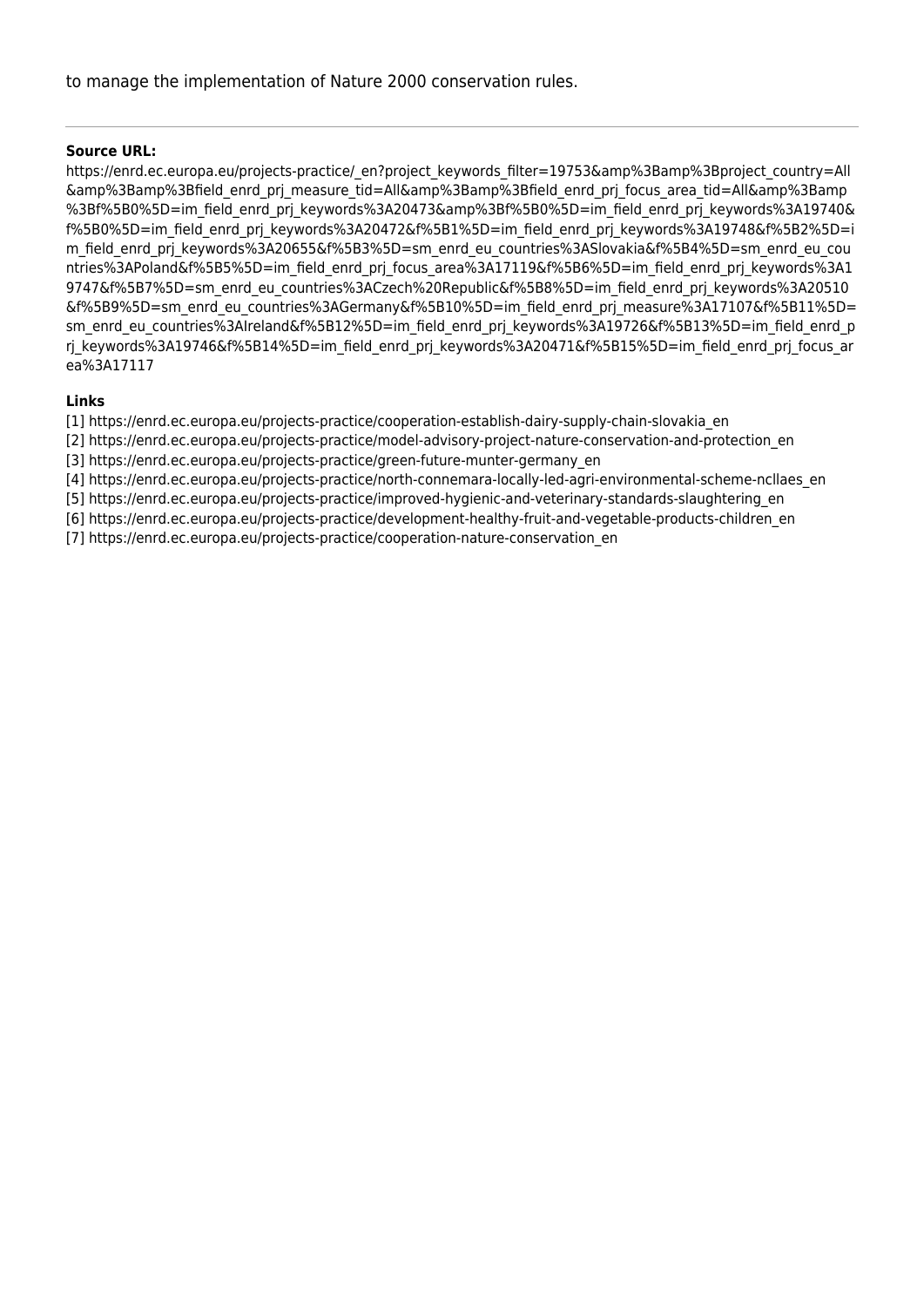to manage the implementation of Nature 2000 conservation rules.

---

**Source URL:**
https://enrd.ec.europa.eu/projects-practice/_en?project_keywords_filter=19753&amp%3Bamp%3Bproject_country=All&amp%3Bamp%3Bfield_enrd_prj_measure_tid=All&amp%3Bamp%3Bfield_enrd_prj_focus_area_tid=All&amp%3Bamp%3Bf%5B0%5D=im_field_enrd_prj_keywords%3A20473&amp%3Bf%5B0%5D=im_field_enrd_prj_keywords%3A19740&f%5B0%5D=im_field_enrd_prj_keywords%3A20472&f%5B1%5D=im_field_enrd_prj_keywords%3A19748&f%5B2%5D=im_field_enrd_prj_keywords%3A20655&f%5B3%5D=sm_enrd_eu_countries%3ASlovakia&f%5B4%5D=sm_enrd_eu_countries%3APoland&f%5B5%5D=im_field_enrd_prj_focus_area%3A17119&f%5B6%5D=im_field_enrd_prj_keywords%3A19747&f%5B7%5D=sm_enrd_eu_countries%3ACzech%20Republic&f%5B8%5D=im_field_enrd_prj_keywords%3A20510&f%5B9%5D=sm_enrd_eu_countries%3AGermany&f%5B10%5D=im_field_enrd_prj_measure%3A17107&f%5B11%5D=sm_enrd_eu_countries%3AIreland&f%5B12%5D=im_field_enrd_prj_keywords%3A19726&f%5B13%5D=im_field_enrd_prj_keywords%3A19746&f%5B14%5D=im_field_enrd_prj_keywords%3A20471&f%5B15%5D=im_field_enrd_prj_focus_area%3A17117

**Links**

[1] https://enrd.ec.europa.eu/projects-practice/cooperation-establish-dairy-supply-chain-slovakia_en
[2] https://enrd.ec.europa.eu/projects-practice/model-advisory-project-nature-conservation-and-protection_en
[3] https://enrd.ec.europa.eu/projects-practice/green-future-munter-germany_en
[4] https://enrd.ec.europa.eu/projects-practice/north-connemara-locally-led-agri-environmental-scheme-ncllaes_en
[5] https://enrd.ec.europa.eu/projects-practice/improved-hygienic-and-veterinary-standards-slaughtering_en
[6] https://enrd.ec.europa.eu/projects-practice/development-healthy-fruit-and-vegetable-products-children_en
[7] https://enrd.ec.europa.eu/projects-practice/cooperation-nature-conservation_en